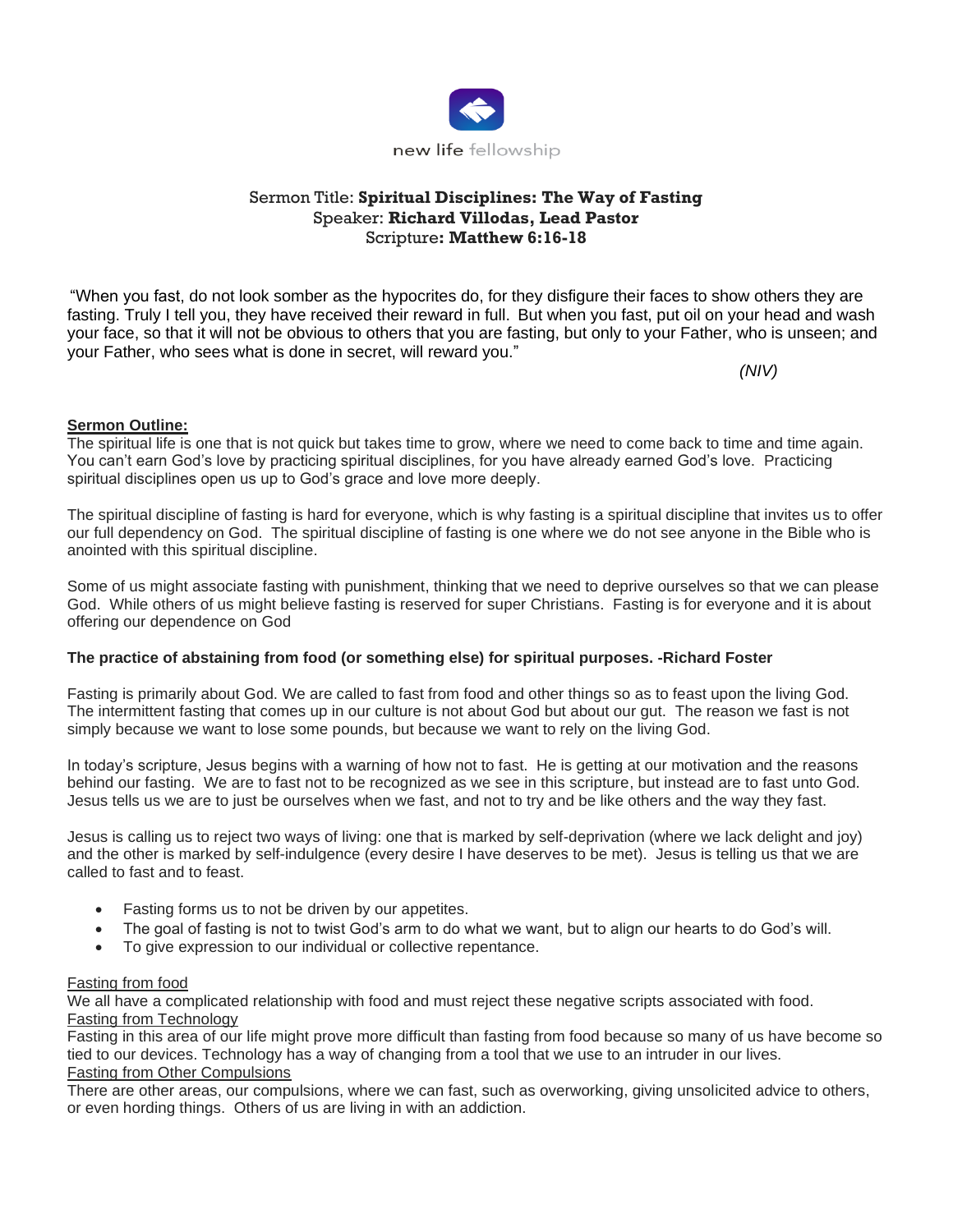new life fellowship

Sermon Title: **Spiritual Disciplines: The Way of Fasting**
Speaker: **Richard Villodas, Lead Pastor**
Scripture**: Matthew 6:16-18**

"When you fast, do not look somber as the hypocrites do, for they disfigure their faces to show others they are fasting. Truly I tell you, they have received their reward in full. But when you fast, put oil on your head and wash your face, so that it will not be obvious to others that you are fasting, but only to your Father, who is unseen; and your Father, who sees what is done in secret, will reward you."

*(NIV)*

**Sermon Outline:**

The spiritual life is one that is not quick but takes time to grow, where we need to come back to time and time again. You can't earn God's love by practicing spiritual disciplines, for you have already earned God's love. Practicing spiritual disciplines open us up to God's grace and love more deeply.

The spiritual discipline of fasting is hard for everyone, which is why fasting is a spiritual discipline that invites us to offer our full dependency on God. The spiritual discipline of fasting is one where we do not see anyone in the Bible who is anointed with this spiritual discipline.

Some of us might associate fasting with punishment, thinking that we need to deprive ourselves so that we can please God. While others of us might believe fasting is reserved for super Christians. Fasting is for everyone and it is about offering our dependence on God

**The practice of abstaining from food (or something else) for spiritual purposes. -Richard Foster**

Fasting is primarily about God. We are called to fast from food and other things so as to feast upon the living God. The intermittent fasting that comes up in our culture is not about God but about our gut. The reason we fast is not simply because we want to lose some pounds, but because we want to rely on the living God.

In today's scripture, Jesus begins with a warning of how not to fast. He is getting at our motivation and the reasons behind our fasting. We are to fast not to be recognized as we see in this scripture, but instead are to fast unto God. Jesus tells us we are to just be ourselves when we fast, and not to try and be like others and the way they fast.

Jesus is calling us to reject two ways of living: one that is marked by self-deprivation (where we lack delight and joy) and the other is marked by self-indulgence (every desire I have deserves to be met). Jesus is telling us that we are called to fast and to feast.

- Fasting forms us to not be driven by our appetites.
- The goal of fasting is not to twist God's arm to do what we want, but to align our hearts to do God's will.
- To give expression to our individual or collective repentance.

Fasting from food
We all have a complicated relationship with food and must reject these negative scripts associated with food.
Fasting from Technology
Fasting in this area of our life might prove more difficult than fasting from food because so many of us have become so tied to our devices. Technology has a way of changing from a tool that we use to an intruder in our lives.
Fasting from Other Compulsions
There are other areas, our compulsions, where we can fast, such as overworking, giving unsolicited advice to others, or even hording things. Others of us are living in with an addiction.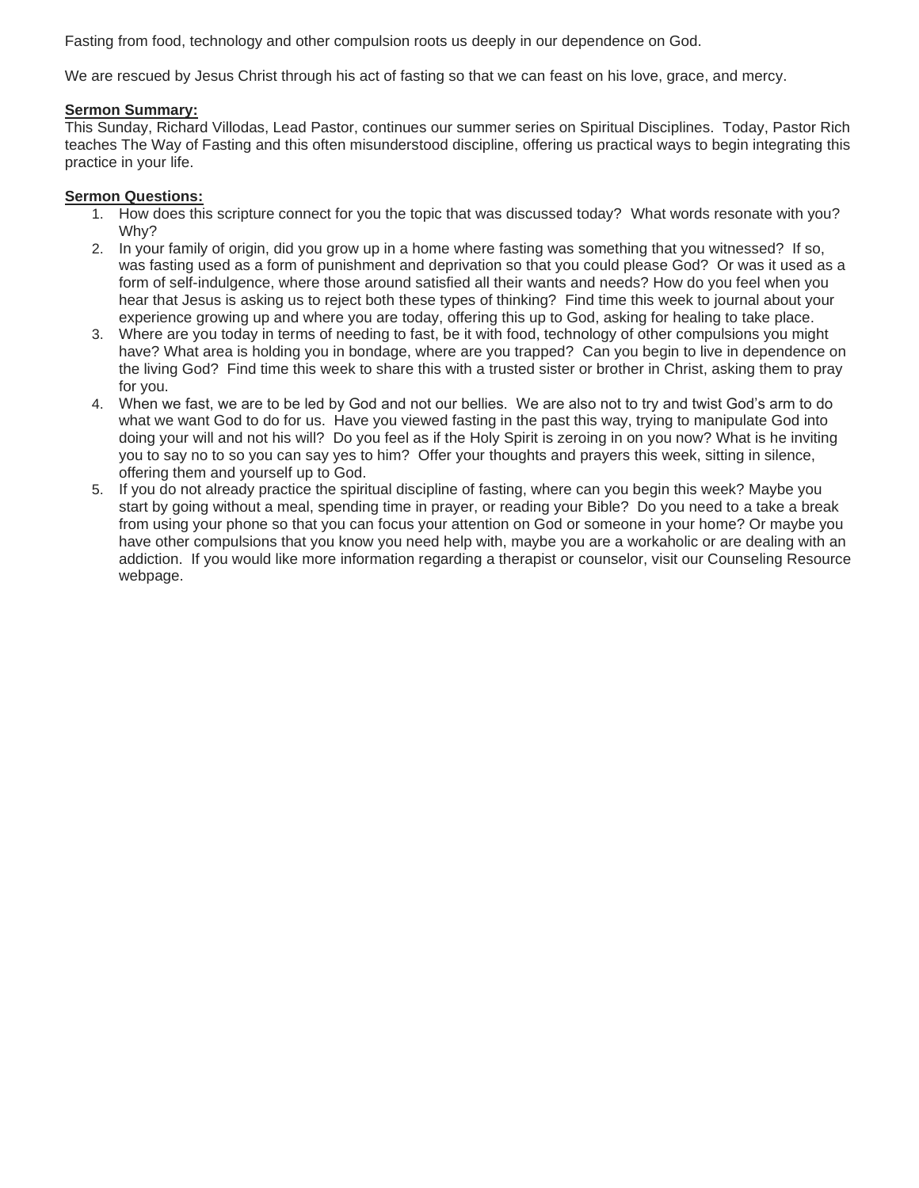Fasting from food, technology and other compulsion roots us deeply in our dependence on God.

We are rescued by Jesus Christ through his act of fasting so that we can feast on his love, grace, and mercy.

**Sermon Summary:**

This Sunday, Richard Villodas, Lead Pastor, continues our summer series on Spiritual Disciplines. Today, Pastor Rich teaches The Way of Fasting and this often misunderstood discipline, offering us practical ways to begin integrating this practice in your life.

**Sermon Questions:**

1. How does this scripture connect for you the topic that was discussed today? What words resonate with you? Why?
2. In your family of origin, did you grow up in a home where fasting was something that you witnessed? If so, was fasting used as a form of punishment and deprivation so that you could please God? Or was it used as a form of self-indulgence, where those around satisfied all their wants and needs? How do you feel when you hear that Jesus is asking us to reject both these types of thinking? Find time this week to journal about your experience growing up and where you are today, offering this up to God, asking for healing to take place.
3. Where are you today in terms of needing to fast, be it with food, technology of other compulsions you might have? What area is holding you in bondage, where are you trapped? Can you begin to live in dependence on the living God? Find time this week to share this with a trusted sister or brother in Christ, asking them to pray for you.
4. When we fast, we are to be led by God and not our bellies. We are also not to try and twist God's arm to do what we want God to do for us. Have you viewed fasting in the past this way, trying to manipulate God into doing your will and not his will? Do you feel as if the Holy Spirit is zeroing in on you now? What is he inviting you to say no to so you can say yes to him? Offer your thoughts and prayers this week, sitting in silence, offering them and yourself up to God.
5. If you do not already practice the spiritual discipline of fasting, where can you begin this week? Maybe you start by going without a meal, spending time in prayer, or reading your Bible? Do you need to a take a break from using your phone so that you can focus your attention on God or someone in your home? Or maybe you have other compulsions that you know you need help with, maybe you are a workaholic or are dealing with an addiction. If you would like more information regarding a therapist or counselor, visit our Counseling Resource webpage.